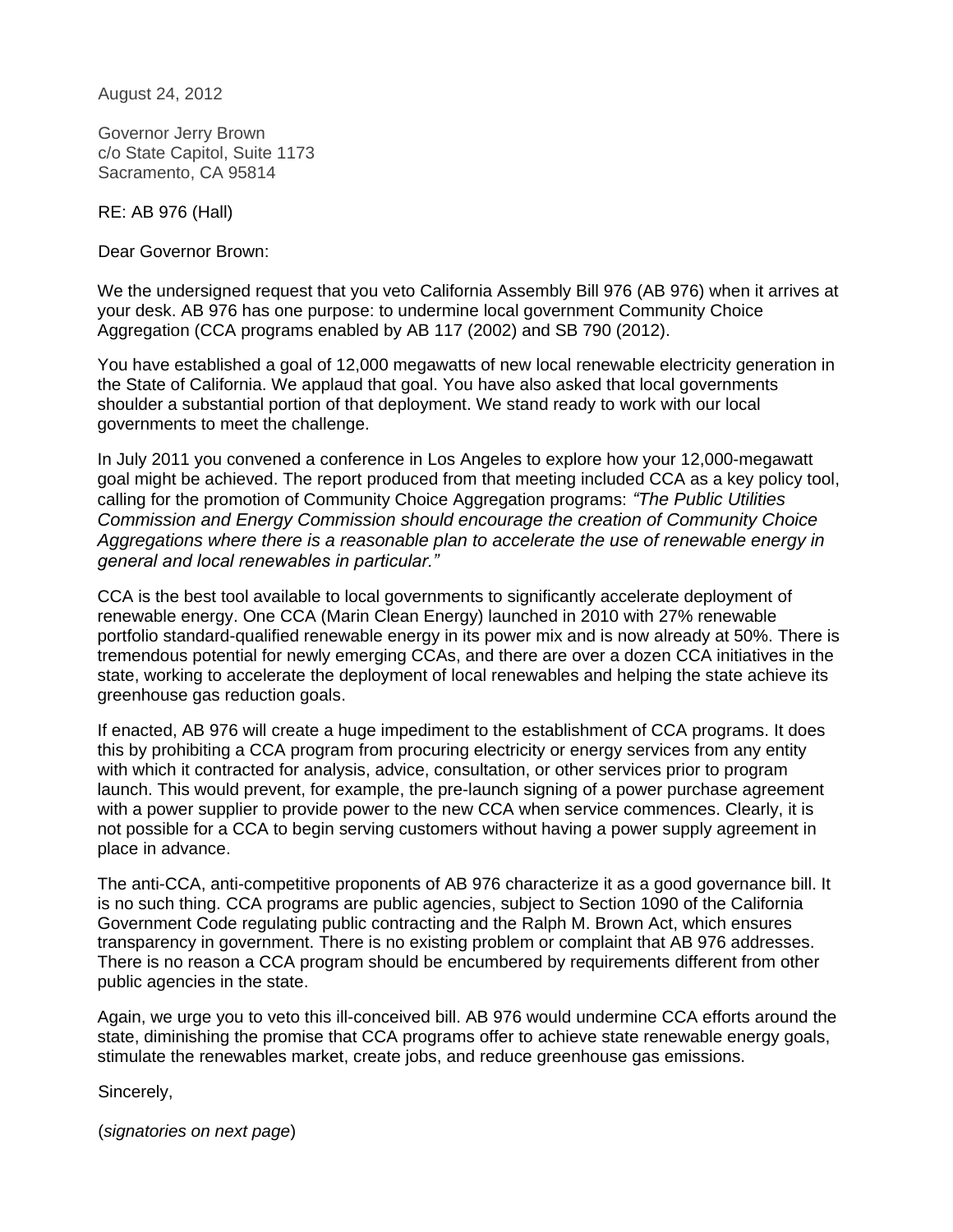August 24, 2012

Governor Jerry Brown
c/o State Capitol, Suite 1173
Sacramento, CA 95814

RE: AB 976 (Hall)

Dear Governor Brown:

We the undersigned request that you veto California Assembly Bill 976 (AB 976) when it arrives at your desk. AB 976 has one purpose: to undermine local government Community Choice Aggregation (CCA programs enabled by AB 117 (2002) and SB 790 (2012).

You have established a goal of 12,000 megawatts of new local renewable electricity generation in the State of California. We applaud that goal. You have also asked that local governments shoulder a substantial portion of that deployment. We stand ready to work with our local governments to meet the challenge.

In July 2011 you convened a conference in Los Angeles to explore how your 12,000-megawatt goal might be achieved. The report produced from that meeting included CCA as a key policy tool, calling for the promotion of Community Choice Aggregation programs: *"The Public Utilities Commission and Energy Commission should encourage the creation of Community Choice Aggregations where there is a reasonable plan to accelerate the use of renewable energy in general and local renewables in particular."*

CCA is the best tool available to local governments to significantly accelerate deployment of renewable energy. One CCA (Marin Clean Energy) launched in 2010 with 27% renewable portfolio standard-qualified renewable energy in its power mix and is now already at 50%. There is tremendous potential for newly emerging CCAs, and there are over a dozen CCA initiatives in the state, working to accelerate the deployment of local renewables and helping the state achieve its greenhouse gas reduction goals.

If enacted, AB 976 will create a huge impediment to the establishment of CCA programs. It does this by prohibiting a CCA program from procuring electricity or energy services from any entity with which it contracted for analysis, advice, consultation, or other services prior to program launch. This would prevent, for example, the pre-launch signing of a power purchase agreement with a power supplier to provide power to the new CCA when service commences. Clearly, it is not possible for a CCA to begin serving customers without having a power supply agreement in place in advance.

The anti-CCA, anti-competitive proponents of AB 976 characterize it as a good governance bill. It is no such thing. CCA programs are public agencies, subject to Section 1090 of the California Government Code regulating public contracting and the Ralph M. Brown Act, which ensures transparency in government. There is no existing problem or complaint that AB 976 addresses. There is no reason a CCA program should be encumbered by requirements different from other public agencies in the state.

Again, we urge you to veto this ill-conceived bill. AB 976 would undermine CCA efforts around the state, diminishing the promise that CCA programs offer to achieve state renewable energy goals, stimulate the renewables market, create jobs, and reduce greenhouse gas emissions.

Sincerely,

(*signatories on next page*)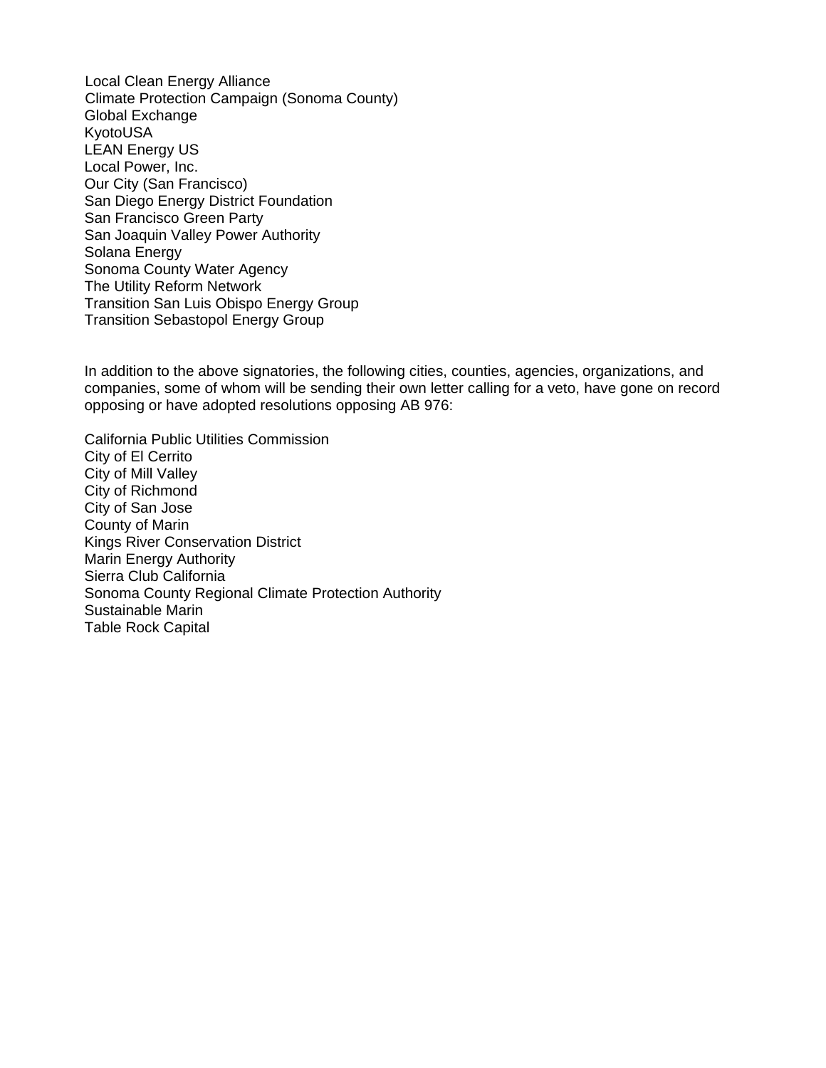Local Clean Energy Alliance
Climate Protection Campaign (Sonoma County)
Global Exchange
KyotoUSA
LEAN Energy US
Local Power, Inc.
Our City (San Francisco)
San Diego Energy District Foundation
San Francisco Green Party
San Joaquin Valley Power Authority
Solana Energy
Sonoma County Water Agency
The Utility Reform Network
Transition San Luis Obispo Energy Group
Transition Sebastopol Energy Group

In addition to the above signatories, the following cities, counties, agencies, organizations, and companies, some of whom will be sending their own letter calling for a veto, have gone on record opposing or have adopted resolutions opposing AB 976:

California Public Utilities Commission
City of El Cerrito
City of Mill Valley
City of Richmond
City of San Jose
County of Marin
Kings River Conservation District
Marin Energy Authority
Sierra Club California
Sonoma County Regional Climate Protection Authority
Sustainable Marin
Table Rock Capital